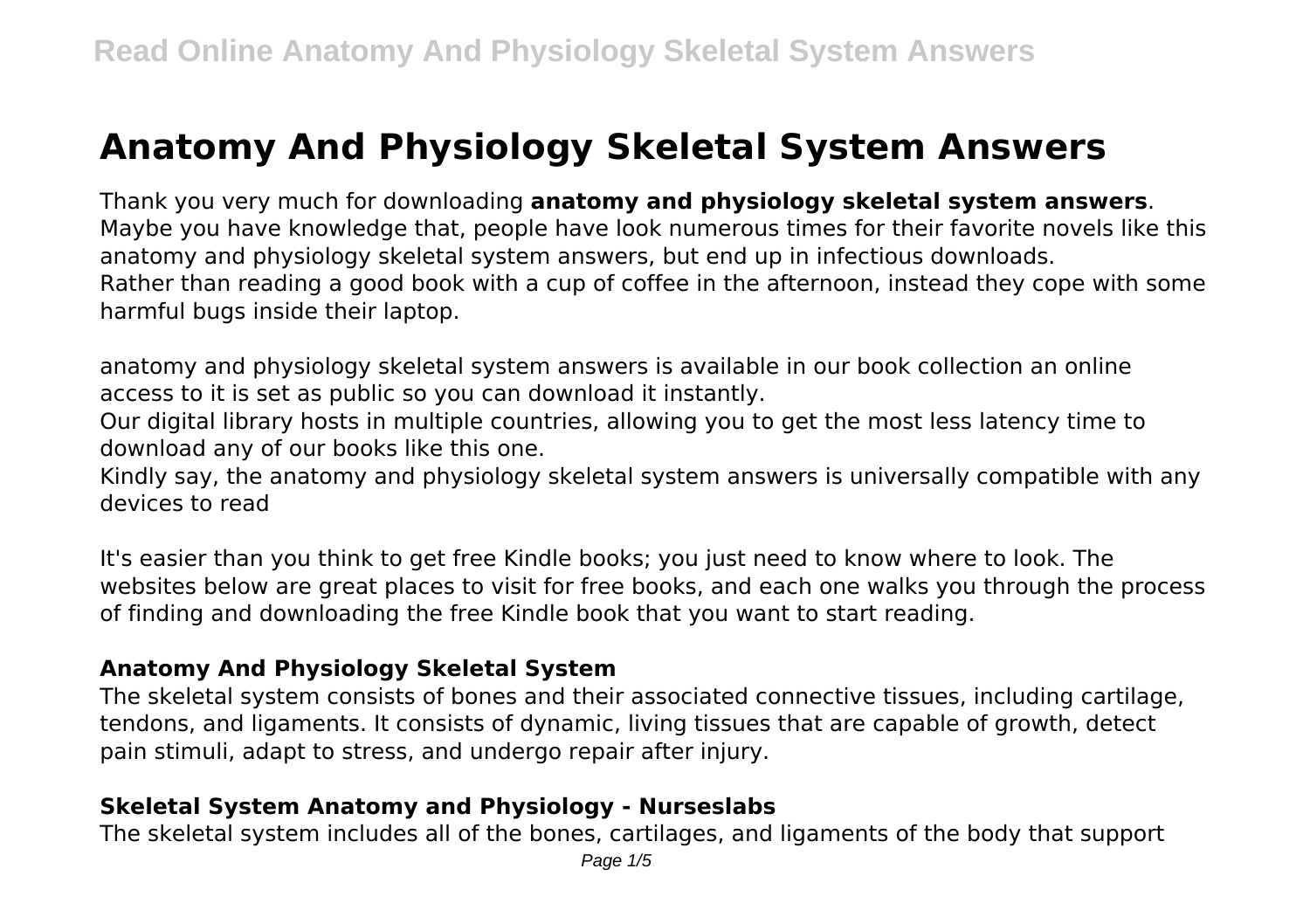# Anatomy And Physiology Skeletal System Answers

Thank you very much for downloading **anatomy and physiology skeletal system answers**. Maybe you have knowledge that, people have look numerous times for their favorite novels like this anatomy and physiology skeletal system answers, but end up in infectious downloads.
Rather than reading a good book with a cup of coffee in the afternoon, instead they cope with some harmful bugs inside their laptop.

anatomy and physiology skeletal system answers is available in our book collection an online access to it is set as public so you can download it instantly.
Our digital library hosts in multiple countries, allowing you to get the most less latency time to download any of our books like this one.
Kindly say, the anatomy and physiology skeletal system answers is universally compatible with any devices to read

It's easier than you think to get free Kindle books; you just need to know where to look. The websites below are great places to visit for free books, and each one walks you through the process of finding and downloading the free Kindle book that you want to start reading.

### Anatomy And Physiology Skeletal System

The skeletal system consists of bones and their associated connective tissues, including cartilage, tendons, and ligaments. It consists of dynamic, living tissues that are capable of growth, detect pain stimuli, adapt to stress, and undergo repair after injury.

### Skeletal System Anatomy and Physiology - Nurseslabs

The skeletal system includes all of the bones, cartilages, and ligaments of the body that support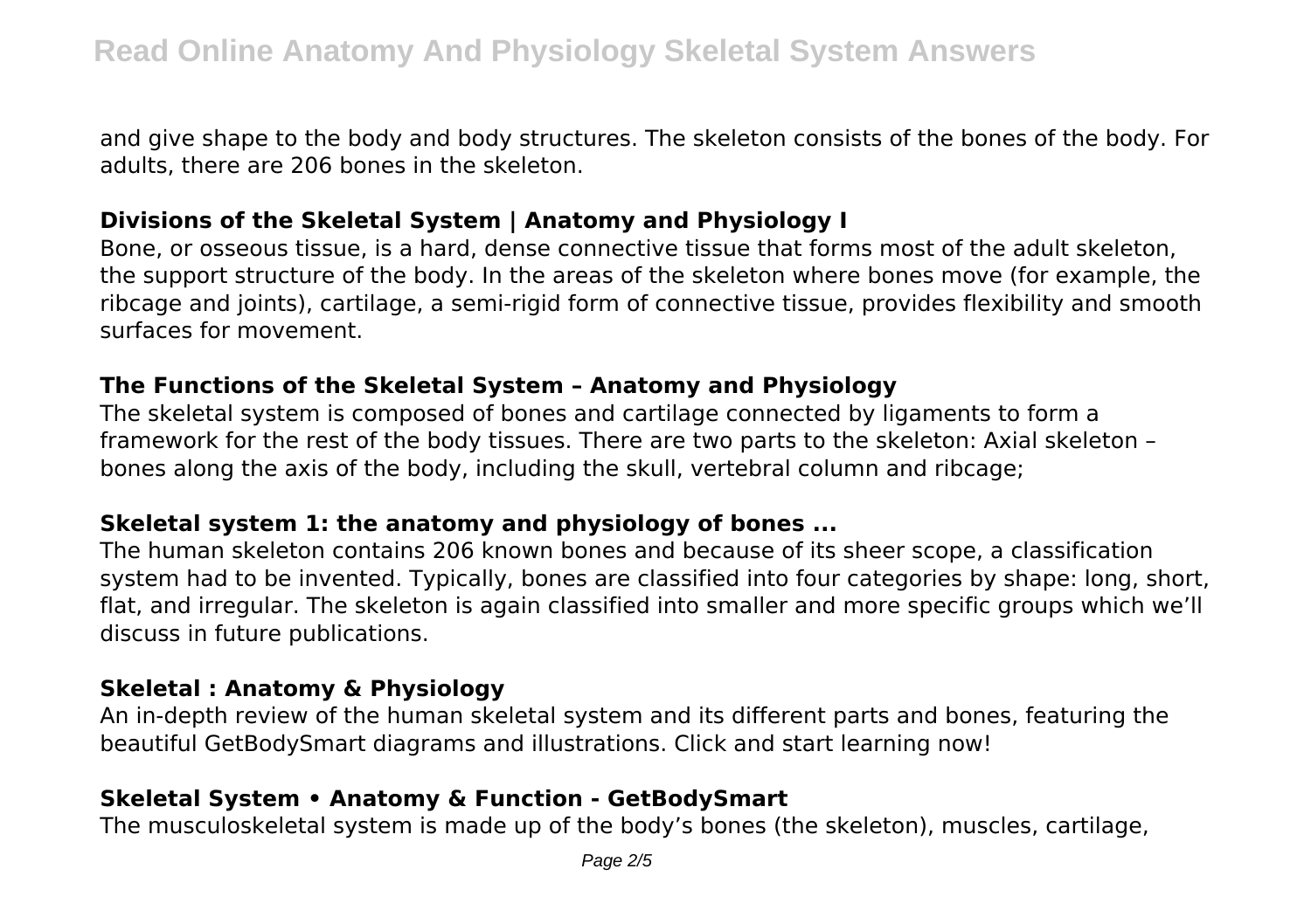and give shape to the body and body structures. The skeleton consists of the bones of the body. For adults, there are 206 bones in the skeleton.

### Divisions of the Skeletal System | Anatomy and Physiology I

Bone, or osseous tissue, is a hard, dense connective tissue that forms most of the adult skeleton, the support structure of the body. In the areas of the skeleton where bones move (for example, the ribcage and joints), cartilage, a semi-rigid form of connective tissue, provides flexibility and smooth surfaces for movement.

### The Functions of the Skeletal System – Anatomy and Physiology

The skeletal system is composed of bones and cartilage connected by ligaments to form a framework for the rest of the body tissues. There are two parts to the skeleton: Axial skeleton – bones along the axis of the body, including the skull, vertebral column and ribcage;

### Skeletal system 1: the anatomy and physiology of bones ...

The human skeleton contains 206 known bones and because of its sheer scope, a classification system had to be invented. Typically, bones are classified into four categories by shape: long, short, flat, and irregular. The skeleton is again classified into smaller and more specific groups which we'll discuss in future publications.

### Skeletal : Anatomy & Physiology

An in-depth review of the human skeletal system and its different parts and bones, featuring the beautiful GetBodySmart diagrams and illustrations. Click and start learning now!

### Skeletal System • Anatomy & Function - GetBodySmart

The musculoskeletal system is made up of the body's bones (the skeleton), muscles, cartilage,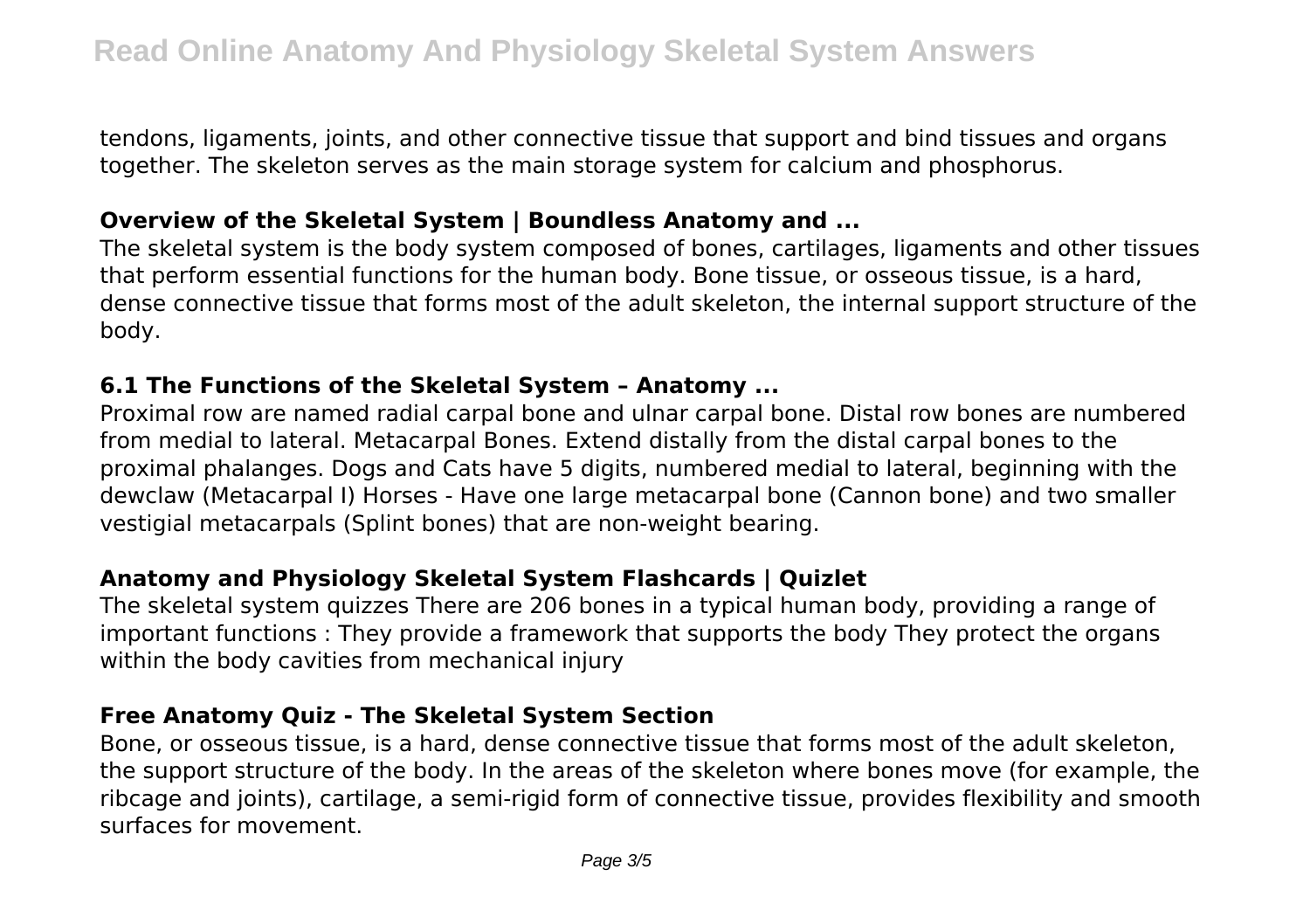tendons, ligaments, joints, and other connective tissue that support and bind tissues and organs together. The skeleton serves as the main storage system for calcium and phosphorus.

### Overview of the Skeletal System | Boundless Anatomy and ...

The skeletal system is the body system composed of bones, cartilages, ligaments and other tissues that perform essential functions for the human body. Bone tissue, or osseous tissue, is a hard, dense connective tissue that forms most of the adult skeleton, the internal support structure of the body.

### 6.1 The Functions of the Skeletal System – Anatomy ...

Proximal row are named radial carpal bone and ulnar carpal bone. Distal row bones are numbered from medial to lateral. Metacarpal Bones. Extend distally from the distal carpal bones to the proximal phalanges. Dogs and Cats have 5 digits, numbered medial to lateral, beginning with the dewclaw (Metacarpal I) Horses - Have one large metacarpal bone (Cannon bone) and two smaller vestigial metacarpals (Splint bones) that are non-weight bearing.

### Anatomy and Physiology Skeletal System Flashcards | Quizlet

The skeletal system quizzes There are 206 bones in a typical human body, providing a range of important functions : They provide a framework that supports the body They protect the organs within the body cavities from mechanical injury

### Free Anatomy Quiz - The Skeletal System Section

Bone, or osseous tissue, is a hard, dense connective tissue that forms most of the adult skeleton, the support structure of the body. In the areas of the skeleton where bones move (for example, the ribcage and joints), cartilage, a semi-rigid form of connective tissue, provides flexibility and smooth surfaces for movement.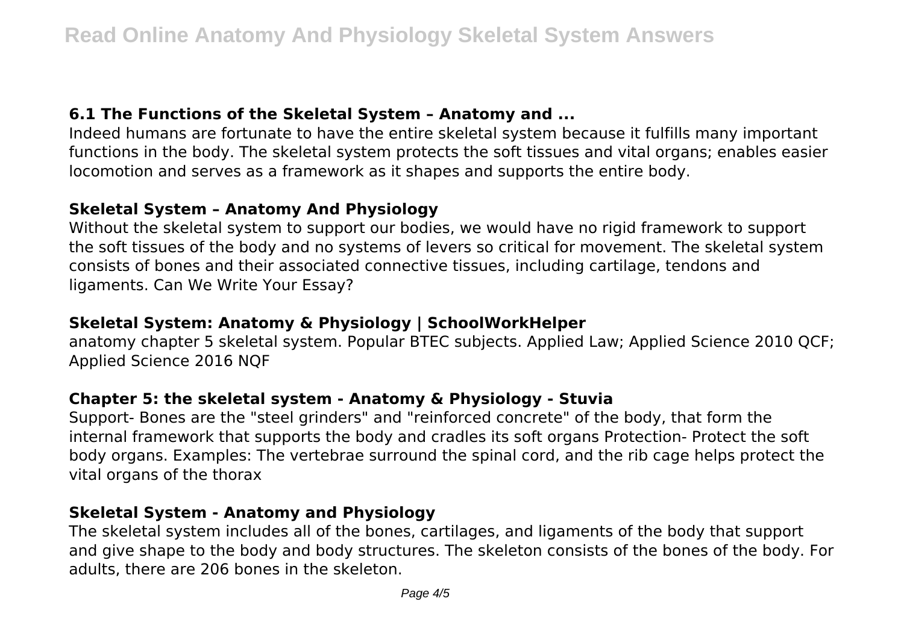### 6.1 The Functions of the Skeletal System – Anatomy and ...

Indeed humans are fortunate to have the entire skeletal system because it fulfills many important functions in the body. The skeletal system protects the soft tissues and vital organs; enables easier locomotion and serves as a framework as it shapes and supports the entire body.

### Skeletal System – Anatomy And Physiology

Without the skeletal system to support our bodies, we would have no rigid framework to support the soft tissues of the body and no systems of levers so critical for movement. The skeletal system consists of bones and their associated connective tissues, including cartilage, tendons and ligaments. Can We Write Your Essay?

### Skeletal System: Anatomy & Physiology | SchoolWorkHelper

anatomy chapter 5 skeletal system. Popular BTEC subjects. Applied Law; Applied Science 2010 QCF; Applied Science 2016 NQF

### Chapter 5: the skeletal system - Anatomy & Physiology - Stuvia

Support- Bones are the "steel grinders" and "reinforced concrete" of the body, that form the internal framework that supports the body and cradles its soft organs Protection- Protect the soft body organs. Examples: The vertebrae surround the spinal cord, and the rib cage helps protect the vital organs of the thorax

### Skeletal System - Anatomy and Physiology

The skeletal system includes all of the bones, cartilages, and ligaments of the body that support and give shape to the body and body structures. The skeleton consists of the bones of the body. For adults, there are 206 bones in the skeleton.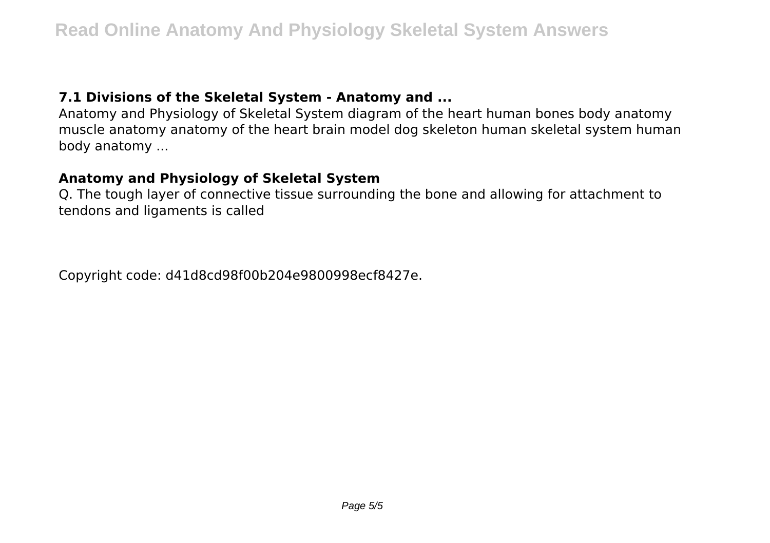**7.1 Divisions of the Skeletal System - Anatomy and ...**

Anatomy and Physiology of Skeletal System diagram of the heart human bones body anatomy muscle anatomy anatomy of the heart brain model dog skeleton human skeletal system human body anatomy ...

**Anatomy and Physiology of Skeletal System**

Q. The tough layer of connective tissue surrounding the bone and allowing for attachment to tendons and ligaments is called

Copyright code: d41d8cd98f00b204e9800998ecf8427e.